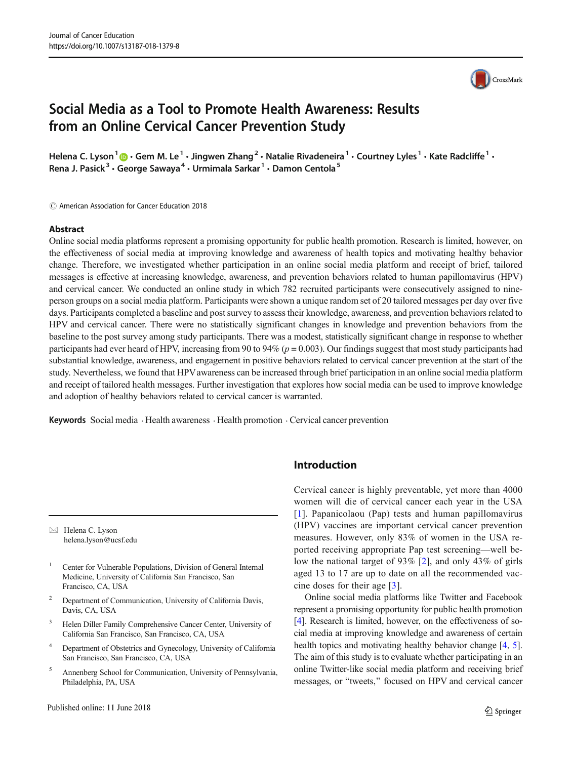# Social Media as a Tool to Promote Health Awareness: Results from an Online Cervical Cancer Prevention Study

Helena C. Lyson[1] · Gem M. Le[1] · Jingwen Zhang[2] · Natalie Rivadeneira[1] · Courtney Lyles[1] · Kate Radcliffe[1] · Rena J. Pasick[3] · George Sawaya[4] · Urmimala Sarkar[1] · Damon Centola[5]

© American Association for Cancer Education 2018

## Abstract

Online social media platforms represent a promising opportunity for public health promotion. Research is limited, however, on the effectiveness of social media at improving knowledge and awareness of health topics and motivating healthy behavior change. Therefore, we investigated whether participation in an online social media platform and receipt of brief, tailored messages is effective at increasing knowledge, awareness, and prevention behaviors related to human papillomavirus (HPV) and cervical cancer. We conducted an online study in which 782 recruited participants were consecutively assigned to nine-person groups on a social media platform. Participants were shown a unique random set of 20 tailored messages per day over five days. Participants completed a baseline and post survey to assess their knowledge, awareness, and prevention behaviors related to HPV and cervical cancer. There were no statistically significant changes in knowledge and prevention behaviors from the baseline to the post survey among study participants. There was a modest, statistically significant change in response to whether participants had ever heard of HPV, increasing from 90 to 94% ($p = 0.003$). Our findings suggest that most study participants had substantial knowledge, awareness, and engagement in positive behaviors related to cervical cancer prevention at the start of the study. Nevertheless, we found that HPV awareness can be increased through brief participation in an online social media platform and receipt of tailored health messages. Further investigation that explores how social media can be used to improve knowledge and adoption of healthy behaviors related to cervical cancer is warranted.

**Keywords** Social media · Health awareness · Health promotion · Cervical cancer prevention

## Introduction

Cervical cancer is highly preventable, yet more than 4000 women will die of cervical cancer each year in the USA [1]. Papanicolaou (Pap) tests and human papillomavirus (HPV) vaccines are important cervical cancer prevention measures. However, only 83% of women in the USA reported receiving appropriate Pap test screening—well below the national target of 93% [2], and only 43% of girls aged 13 to 17 are up to date on all the recommended vaccine doses for their age [3].

Online social media platforms like Twitter and Facebook represent a promising opportunity for public health promotion [4]. Research is limited, however, on the effectiveness of social media at improving knowledge and awareness of certain health topics and motivating healthy behavior change [4, 5]. The aim of this study is to evaluate whether participating in an online Twitter-like social media platform and receiving brief messages, or "tweets," focused on HPV and cervical cancer

---

✉ Helena C. Lyson
helena.lyson@ucsf.edu

1 Center for Vulnerable Populations, Division of General Internal Medicine, University of California San Francisco, San Francisco, CA, USA

2 Department of Communication, University of California Davis, Davis, CA, USA

3 Helen Diller Family Comprehensive Cancer Center, University of California San Francisco, San Francisco, CA, USA

4 Department of Obstetrics and Gynecology, University of California San Francisco, San Francisco, CA, USA

5 Annenberg School for Communication, University of Pennsylvania, Philadelphia, PA, USA

Published online: 11 June 2018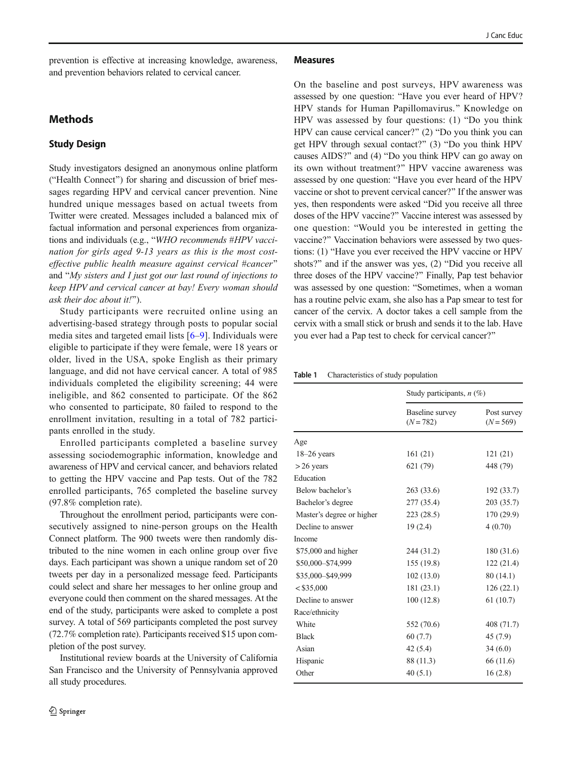prevention is effective at increasing knowledge, awareness, and prevention behaviors related to cervical cancer.

## Methods

### Study Design

Study investigators designed an anonymous online platform ("Health Connect") for sharing and discussion of brief messages regarding HPV and cervical cancer prevention. Nine hundred unique messages based on actual tweets from Twitter were created. Messages included a balanced mix of factual information and personal experiences from organizations and individuals (e.g., "*WHO recommends #HPV vaccination for girls aged 9-13 years as this is the most cost-effective public health measure against cervical #cancer*" and "*My sisters and I just got our last round of injections to keep HPV and cervical cancer at bay! Every woman should ask their doc about it!*").

Study participants were recruited online using an advertising-based strategy through posts to popular social media sites and targeted email lists [6–9]. Individuals were eligible to participate if they were female, were 18 years or older, lived in the USA, spoke English as their primary language, and did not have cervical cancer. A total of 985 individuals completed the eligibility screening; 44 were ineligible, and 862 consented to participate. Of the 862 who consented to participate, 80 failed to respond to the enrollment invitation, resulting in a total of 782 participants enrolled in the study.

Enrolled participants completed a baseline survey assessing sociodemographic information, knowledge and awareness of HPV and cervical cancer, and behaviors related to getting the HPV vaccine and Pap tests. Out of the 782 enrolled participants, 765 completed the baseline survey (97.8% completion rate).

Throughout the enrollment period, participants were consecutively assigned to nine-person groups on the Health Connect platform. The 900 tweets were then randomly distributed to the nine women in each online group over five days. Each participant was shown a unique random set of 20 tweets per day in a personalized message feed. Participants could select and share her messages to her online group and everyone could then comment on the shared messages. At the end of the study, participants were asked to complete a post survey. A total of 569 participants completed the post survey (72.7% completion rate). Participants received $15 upon completion of the post survey.

Institutional review boards at the University of California San Francisco and the University of Pennsylvania approved all study procedures.

### Measures

On the baseline and post surveys, HPV awareness was assessed by one question: "Have you ever heard of HPV? HPV stands for Human Papillomavirus." Knowledge on HPV was assessed by four questions: (1) "Do you think HPV can cause cervical cancer?" (2) "Do you think you can get HPV through sexual contact?" (3) "Do you think HPV causes AIDS?" and (4) "Do you think HPV can go away on its own without treatment?" HPV vaccine awareness was assessed by one question: "Have you ever heard of the HPV vaccine or shot to prevent cervical cancer?" If the answer was yes, then respondents were asked "Did you receive all three doses of the HPV vaccine?" Vaccine interest was assessed by one question: "Would you be interested in getting the vaccine?" Vaccination behaviors were assessed by two questions: (1) "Have you ever received the HPV vaccine or HPV shots?" and if the answer was yes, (2) "Did you receive all three doses of the HPV vaccine?" Finally, Pap test behavior was assessed by one question: "Sometimes, when a woman has a routine pelvic exam, she also has a Pap smear to test for cancer of the cervix. A doctor takes a cell sample from the cervix with a small stick or brush and sends it to the lab. Have you ever had a Pap test to check for cervical cancer?"

**Table 1** Characteristics of study population

| | Study participants, *n* (%) | |
|---|---|---|
| | Baseline survey ($N = 782$) | Post survey ($N = 569$) |
| Age | | |
| 18–26 years | 161 (21) | 121 (21) |
| > 26 years | 621 (79) | 448 (79) |
| Education | | |
| Below bachelor's | 263 (33.6) | 192 (33.7) |
| Bachelor's degree | 277 (35.4) | 203 (35.7) |
| Master's degree or higher | 223 (28.5) | 170 (29.9) |
| Decline to answer | 19 (2.4) | 4 (0.70) |
| Income | | |
| $75,000 and higher | 244 (31.2) | 180 (31.6) |
| $50,000–$74,999 | 155 (19.8) | 122 (21.4) |
| $35,000–$49,999 | 102 (13.0) | 80 (14.1) |
| < $35,000 | 181 (23.1) | 126 (22.1) |
| Decline to answer | 100 (12.8) | 61 (10.7) |
| Race/ethnicity | | |
| White | 552 (70.6) | 408 (71.7) |
| Black | 60 (7.7) | 45 (7.9) |
| Asian | 42 (5.4) | 34 (6.0) |
| Hispanic | 88 (11.3) | 66 (11.6) |
| Other | 40 (5.1) | 16 (2.8) |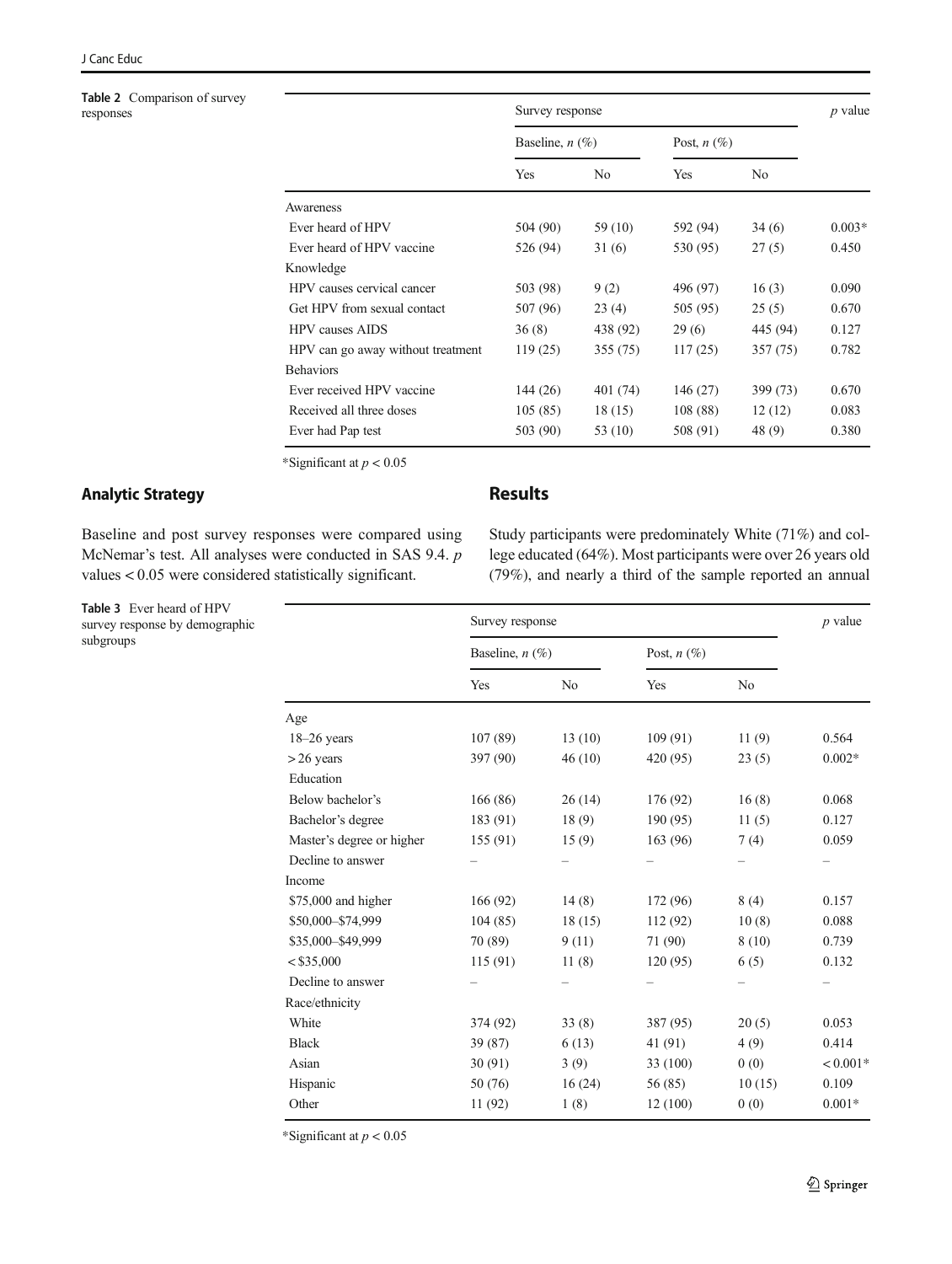**Table 2** Comparison of survey responses

| | Survey response | | | | *p* value |
|---|---|---|---|---|---|
| | Baseline, *n* (%) | | Post, *n* (%) | | |
| | Yes | No | Yes | No | |
| Awareness | | | | | |
| Ever heard of HPV | 504 (90) | 59 (10) | 592 (94) | 34 (6) | 0.003* |
| Ever heard of HPV vaccine | 526 (94) | 31 (6) | 530 (95) | 27 (5) | 0.450 |
| Knowledge | | | | | |
| HPV causes cervical cancer | 503 (98) | 9 (2) | 496 (97) | 16 (3) | 0.090 |
| Get HPV from sexual contact | 507 (96) | 23 (4) | 505 (95) | 25 (5) | 0.670 |
| HPV causes AIDS | 36 (8) | 438 (92) | 29 (6) | 445 (94) | 0.127 |
| HPV can go away without treatment | 119 (25) | 355 (75) | 117 (25) | 357 (75) | 0.782 |
| Behaviors | | | | | |
| Ever received HPV vaccine | 144 (26) | 401 (74) | 146 (27) | 399 (73) | 0.670 |
| Received all three doses | 105 (85) | 18 (15) | 108 (88) | 12 (12) | 0.083 |
| Ever had Pap test | 503 (90) | 53 (10) | 508 (91) | 48 (9) | 0.380 |

*Significant at $p < 0.05$

## Analytic Strategy

Baseline and post survey responses were compared using McNemar's test. All analyses were conducted in SAS 9.4. $p$ values < 0.05 were considered statistically significant.

## Results

Study participants were predominately White (71%) and college educated (64%). Most participants were over 26 years old (79%), and nearly a third of the sample reported an annual

**Table 3** Ever heard of HPV survey response by demographic subgroups

| | Survey response | | | | *p* value |
|---|---|---|---|---|---|
| | Baseline, *n* (%) | | Post, *n* (%) | | |
| | Yes | No | Yes | No | |
| Age | | | | | |
| 18–26 years | 107 (89) | 13 (10) | 109 (91) | 11 (9) | 0.564 |
| > 26 years | 397 (90) | 46 (10) | 420 (95) | 23 (5) | 0.002* |
| Education | | | | | |
| Below bachelor's | 166 (86) | 26 (14) | 176 (92) | 16 (8) | 0.068 |
| Bachelor's degree | 183 (91) | 18 (9) | 190 (95) | 11 (5) | 0.127 |
| Master's degree or higher | 155 (91) | 15 (9) | 163 (96) | 7 (4) | 0.059 |
| Decline to answer | – | – | – | – | – |
| Income | | | | | |
| $75,000 and higher | 166 (92) | 14 (8) | 172 (96) | 8 (4) | 0.157 |
| $50,000–$74,999 | 104 (85) | 18 (15) | 112 (92) | 10 (8) | 0.088 |
| $35,000–$49,999 | 70 (89) | 9 (11) | 71 (90) | 8 (10) | 0.739 |
| < $35,000 | 115 (91) | 11 (8) | 120 (95) | 6 (5) | 0.132 |
| Decline to answer | – | – | – | – | – |
| Race/ethnicity | | | | | |
| White | 374 (92) | 33 (8) | 387 (95) | 20 (5) | 0.053 |
| Black | 39 (87) | 6 (13) | 41 (91) | 4 (9) | 0.414 |
| Asian | 30 (91) | 3 (9) | 33 (100) | 0 (0) | < 0.001* |
| Hispanic | 50 (76) | 16 (24) | 56 (85) | 10 (15) | 0.109 |
| Other | 11 (92) | 1 (8) | 12 (100) | 0 (0) | 0.001* |

*Significant at $p < 0.05$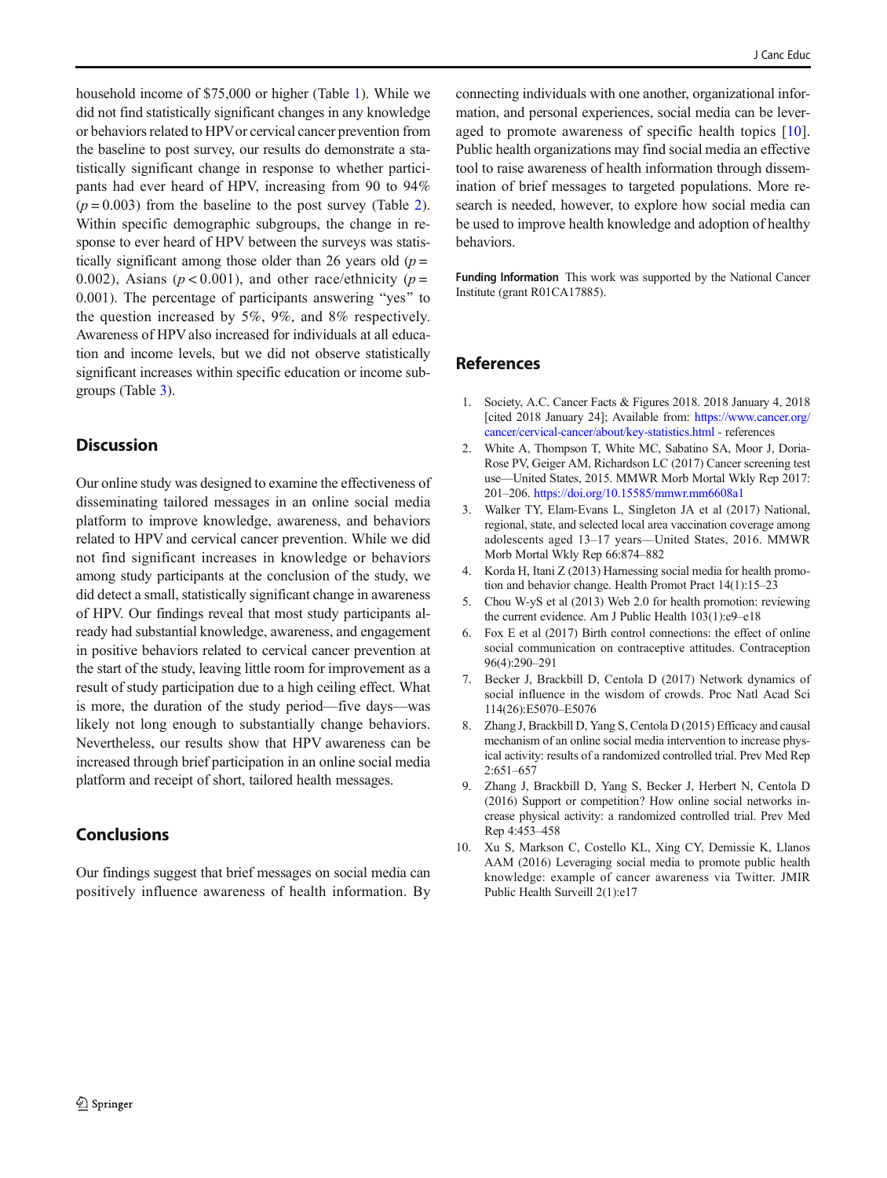household income of $75,000 or higher (Table 1). While we did not find statistically significant changes in any knowledge or behaviors related to HPV or cervical cancer prevention from the baseline to post survey, our results do demonstrate a statistically significant change in response to whether participants had ever heard of HPV, increasing from 90 to 94% ($p = 0.003$) from the baseline to the post survey (Table 2). Within specific demographic subgroups, the change in response to ever heard of HPV between the surveys was statistically significant among those older than 26 years old ($p = 0.002$), Asians ($p < 0.001$), and other race/ethnicity ($p = 0.001$). The percentage of participants answering "yes" to the question increased by 5%, 9%, and 8% respectively. Awareness of HPV also increased for individuals at all education and income levels, but we did not observe statistically significant increases within specific education or income subgroups (Table 3).

## Discussion

Our online study was designed to examine the effectiveness of disseminating tailored messages in an online social media platform to improve knowledge, awareness, and behaviors related to HPV and cervical cancer prevention. While we did not find significant increases in knowledge or behaviors among study participants at the conclusion of the study, we did detect a small, statistically significant change in awareness of HPV. Our findings reveal that most study participants already had substantial knowledge, awareness, and engagement in positive behaviors related to cervical cancer prevention at the start of the study, leaving little room for improvement as a result of study participation due to a high ceiling effect. What is more, the duration of the study period—five days—was likely not long enough to substantially change behaviors. Nevertheless, our results show that HPV awareness can be increased through brief participation in an online social media platform and receipt of short, tailored health messages.

## Conclusions

Our findings suggest that brief messages on social media can positively influence awareness of health information. By connecting individuals with one another, organizational information, and personal experiences, social media can be leveraged to promote awareness of specific health topics [10]. Public health organizations may find social media an effective tool to raise awareness of health information through dissemination of brief messages to targeted populations. More research is needed, however, to explore how social media can be used to improve health knowledge and adoption of healthy behaviors.

**Funding Information** This work was supported by the National Cancer Institute (grant R01CA17885).

## References

1. Society, A.C. Cancer Facts & Figures 2018. 2018 January 4, 2018 [cited 2018 January 24]; Available from: https://www.cancer.org/cancer/cervical-cancer/about/key-statistics.html - references
2. White A, Thompson T, White MC, Sabatino SA, Moor J, Doria-Rose PV, Geiger AM, Richardson LC (2017) Cancer screening test use—United States, 2015. MMWR Morb Mortal Wkly Rep 2017: 201–206. https://doi.org/10.15585/mmwr.mm6608a1
3. Walker TY, Elam-Evans L, Singleton JA et al (2017) National, regional, state, and selected local area vaccination coverage among adolescents aged 13–17 years—United States, 2016. MMWR Morb Mortal Wkly Rep 66:874–882
4. Korda H, Itani Z (2013) Harnessing social media for health promotion and behavior change. Health Promot Pract 14(1):15–23
5. Chou W-yS et al (2013) Web 2.0 for health promotion: reviewing the current evidence. Am J Public Health 103(1):e9–e18
6. Fox E et al (2017) Birth control connections: the effect of online social communication on contraceptive attitudes. Contraception 96(4):290–291
7. Becker J, Brackbill D, Centola D (2017) Network dynamics of social influence in the wisdom of crowds. Proc Natl Acad Sci 114(26):E5070–E5076
8. Zhang J, Brackbill D, Yang S, Centola D (2015) Efficacy and causal mechanism of an online social media intervention to increase physical activity: results of a randomized controlled trial. Prev Med Rep 2:651–657
9. Zhang J, Brackbill D, Yang S, Becker J, Herbert N, Centola D (2016) Support or competition? How online social networks increase physical activity: a randomized controlled trial. Prev Med Rep 4:453–458
10. Xu S, Markson C, Costello KL, Xing CY, Demissie K, Llanos AAM (2016) Leveraging social media to promote public health knowledge: example of cancer awareness via Twitter. JMIR Public Health Surveill 2(1):e17